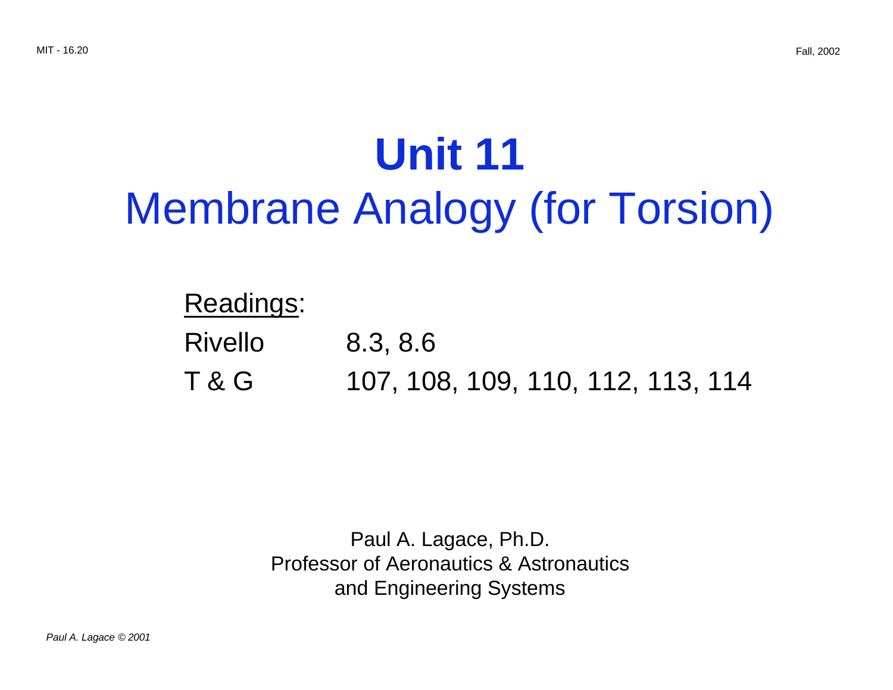# Unit 11
# Membrane Analogy (for Torsion)

<u>Readings</u>:

Rivello 8.3, 8.6

T & G 107, 108, 109, 110, 112, 113, 114

Paul A. Lagace, Ph.D.
Professor of Aeronautics & Astronautics
and Engineering Systems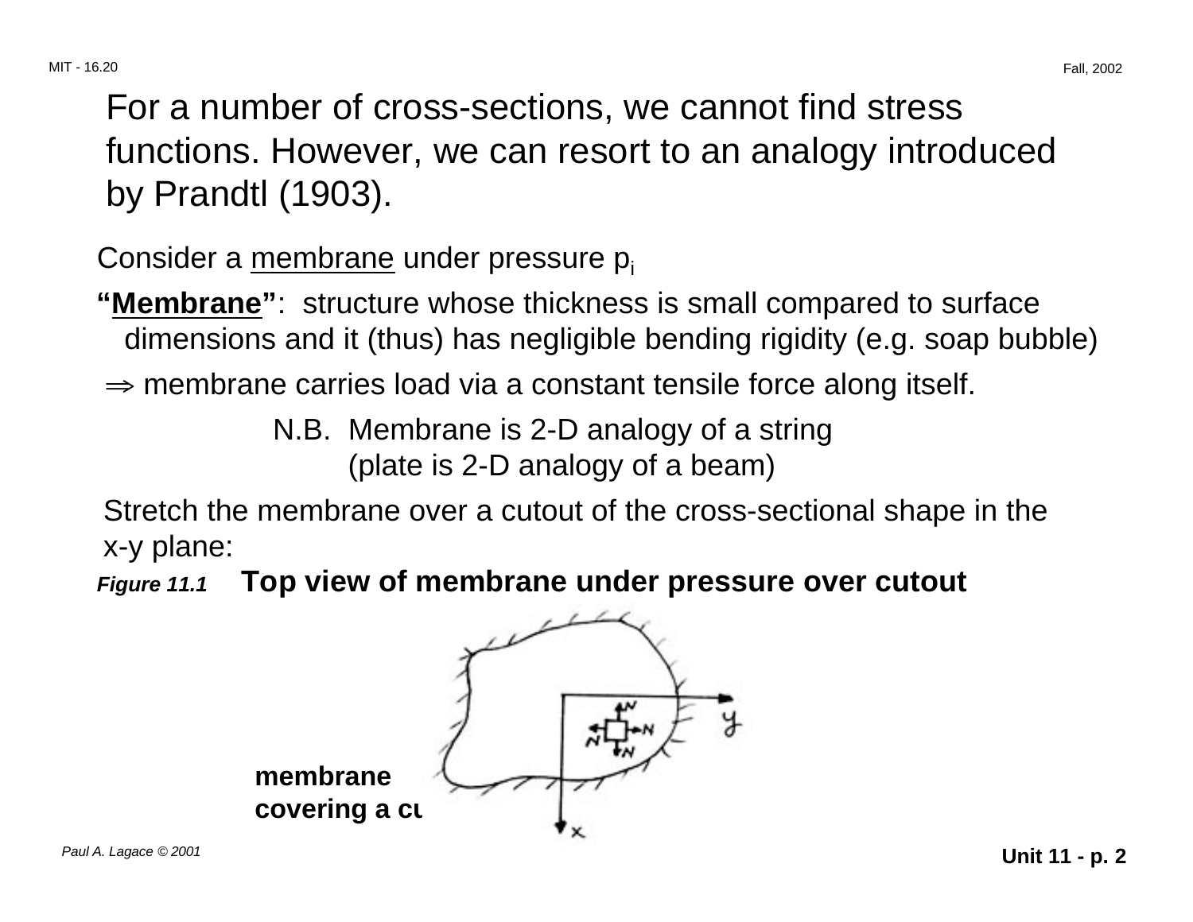For a number of cross-sections, we cannot find stress functions. However, we can resort to an analogy introduced by Prandtl (1903).

Consider a membrane under pressure $p_i$

**"Membrane"**: structure whose thickness is small compared to surface dimensions and it (thus) has negligible bending rigidity (e.g. soap bubble)

$\Rightarrow$ membrane carries load via a constant tensile force along itself.

N.B. Membrane is 2-D analogy of a string (plate is 2-D analogy of a beam)

Stretch the membrane over a cutout of the cross-sectional shape in the x-y plane:

***Figure 11.1*** **Top view of membrane under pressure over cutout**

**membrane covering a cu**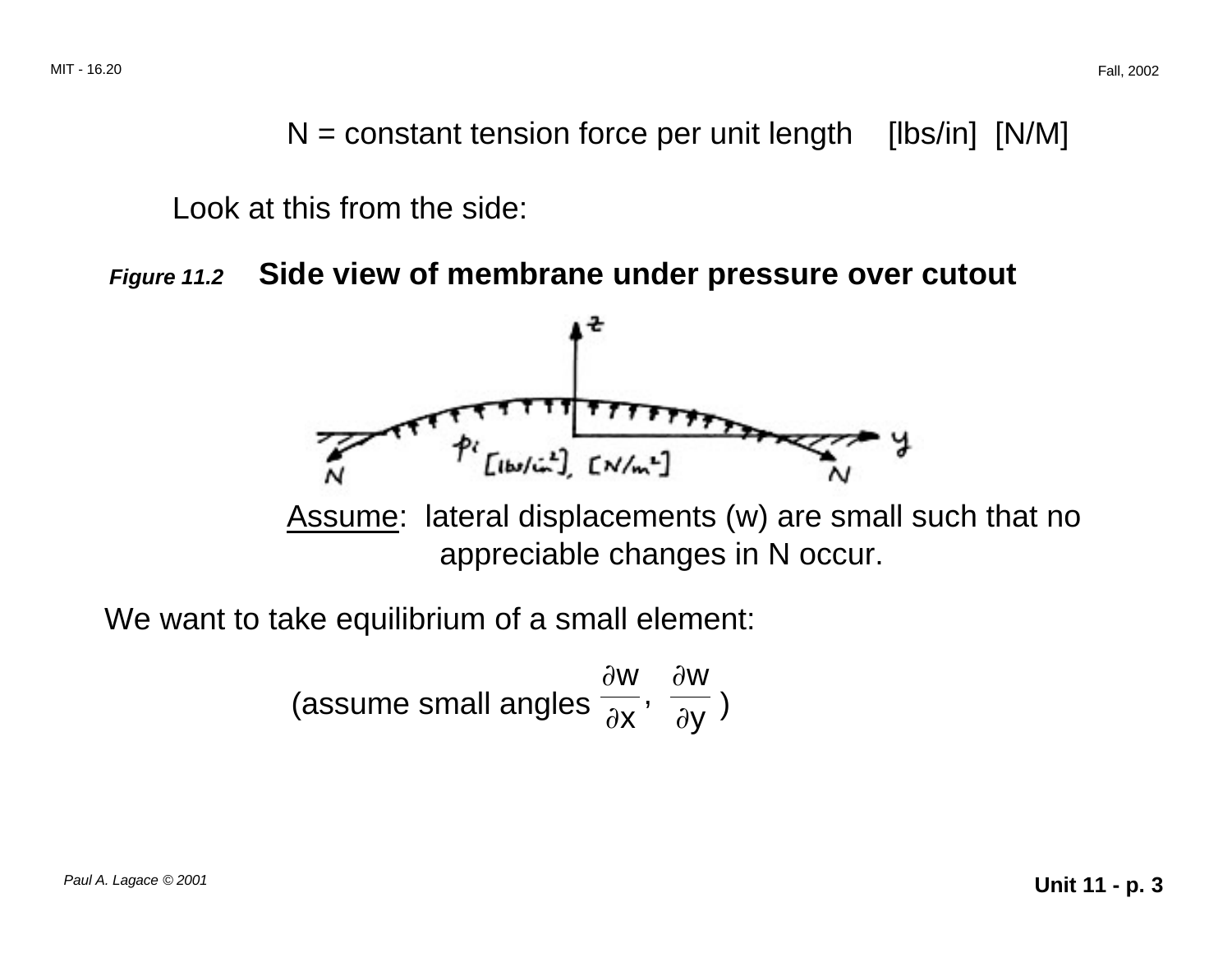N = constant tension force per unit length [lbs/in] [N/M]

Look at this from the side:

***Figure 11.2*** **Side view of membrane under pressure over cutout**

Assume: lateral displacements (w) are small such that no appreciable changes in N occur.

We want to take equilibrium of a small element:

(assume small angles $\frac{\partial w}{\partial x}$, $\frac{\partial w}{\partial y}$ )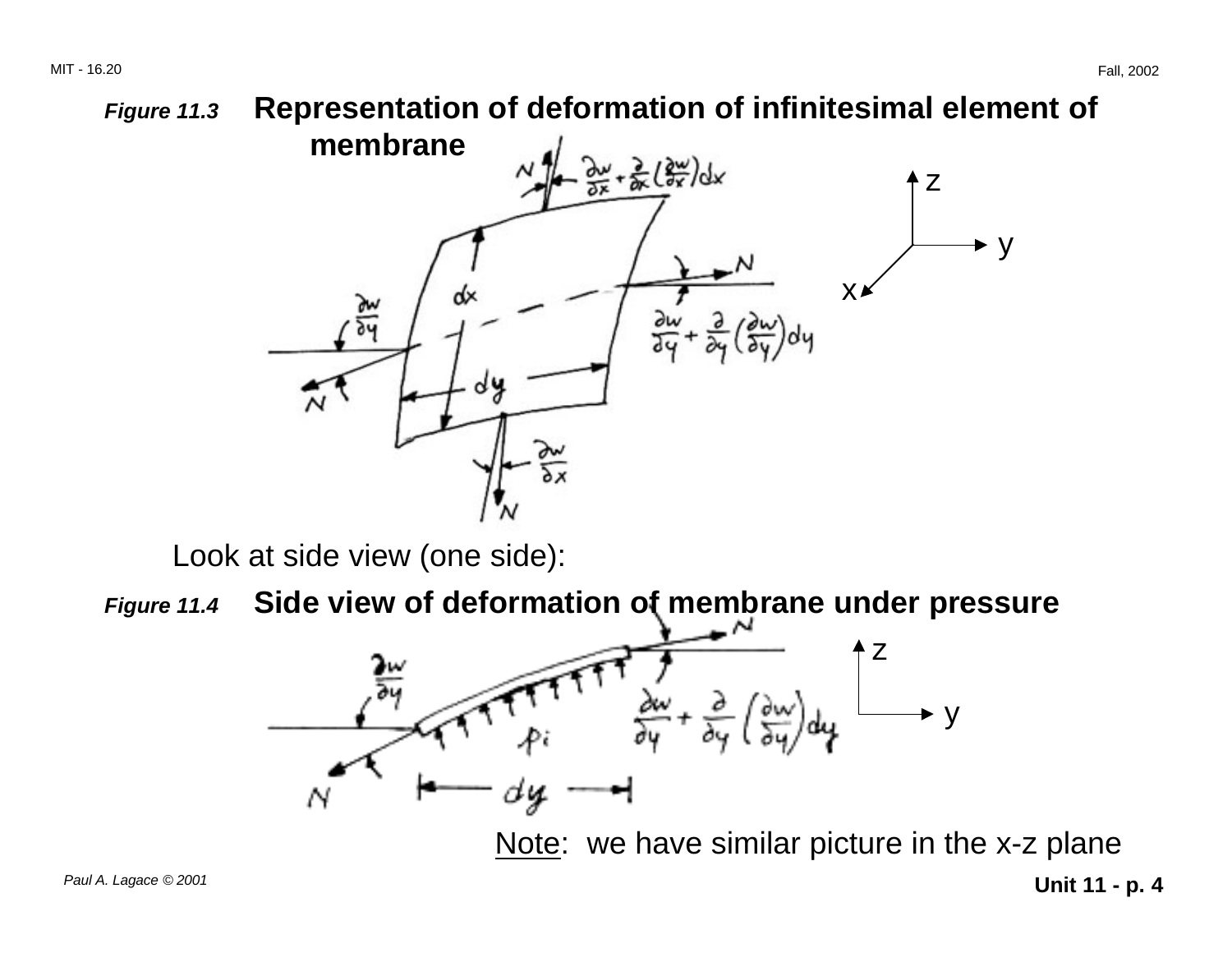**Figure 11.3** **Representation of deformation of infinitesimal element of membrane**

Look at side view (one side):

**Figure 11.4** **Side view of deformation of membrane under pressure**

Note: we have similar picture in the x-z plane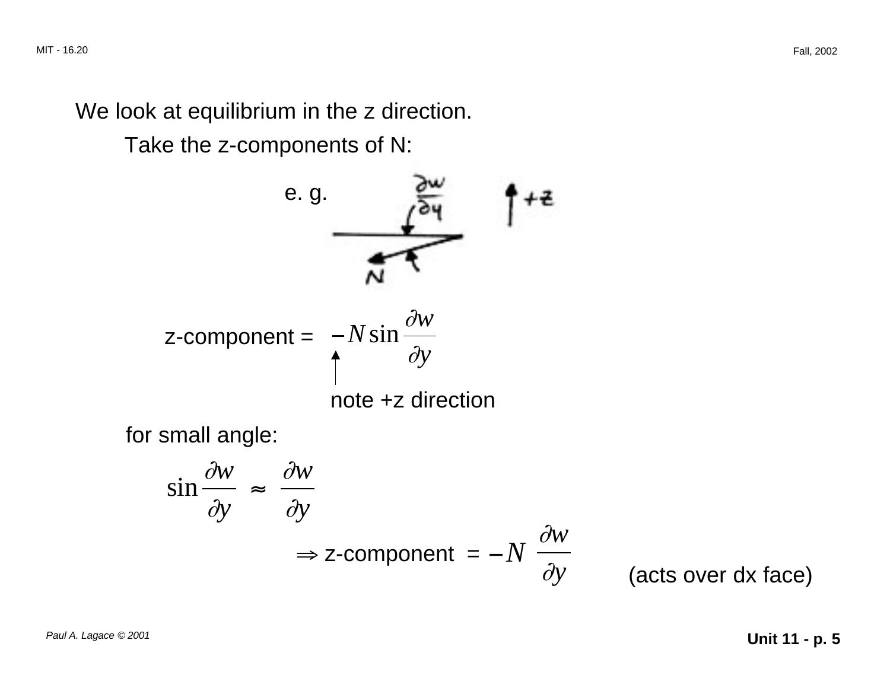We look at equilibrium in the z direction.

Take the z-components of N:

e. g.

z-component = $-N \sin \frac{\partial w}{\partial y}$

note +z direction

for small angle:

$$\sin \frac{\partial w}{\partial y} \approx \frac{\partial w}{\partial y}$$

$$\Rightarrow \text{z-component} = -N \frac{\partial w}{\partial y}$$

(acts over dx face)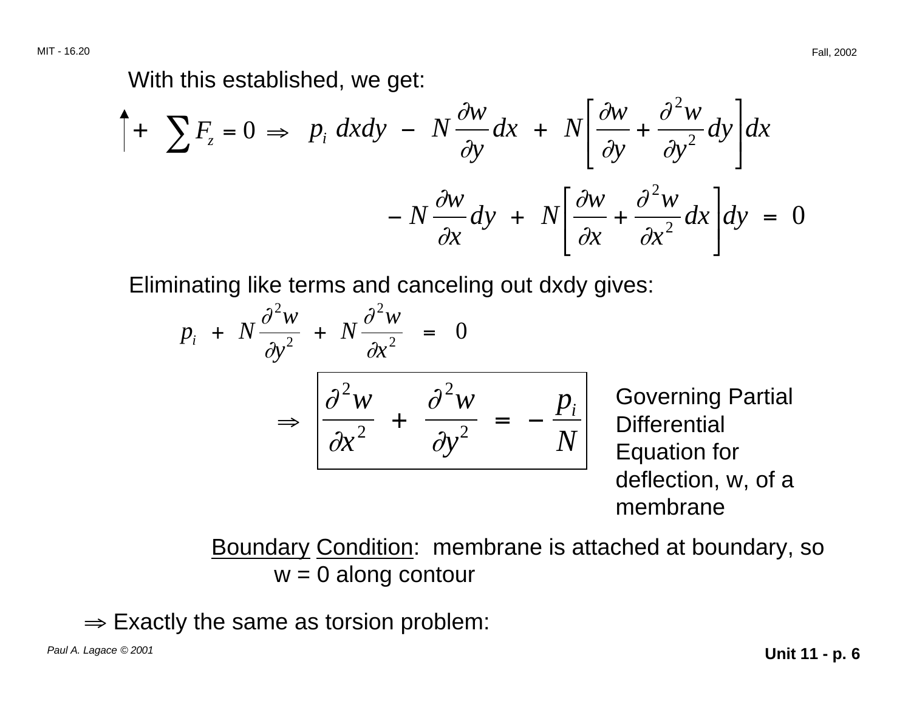With this established, we get:

$$\uparrow + \sum F_z = 0 \Rightarrow \quad p_i \, dxdy - N \frac{\partial w}{\partial y} dx + N \left[ \frac{\partial w}{\partial y} + \frac{\partial^2 w}{\partial y^2} dy \right] dx$$

$$- N \frac{\partial w}{\partial x} dy + N \left[ \frac{\partial w}{\partial x} + \frac{\partial^2 w}{\partial x^2} dx \right] dy = 0$$

Eliminating like terms and canceling out dxdy gives:

$$p_i + N \frac{\partial^2 w}{\partial y^2} + N \frac{\partial^2 w}{\partial x^2} = 0$$

$$\Rightarrow \boxed{\frac{\partial^2 w}{\partial x^2} + \frac{\partial^2 w}{\partial y^2} = -\frac{p_i}{N}}$$

Governing Partial Differential Equation for deflection, w, of a membrane

<u>Boundary</u> <u>Condition</u>: membrane is attached at boundary, so w = 0 along contour

$\Rightarrow$ Exactly the same as torsion problem: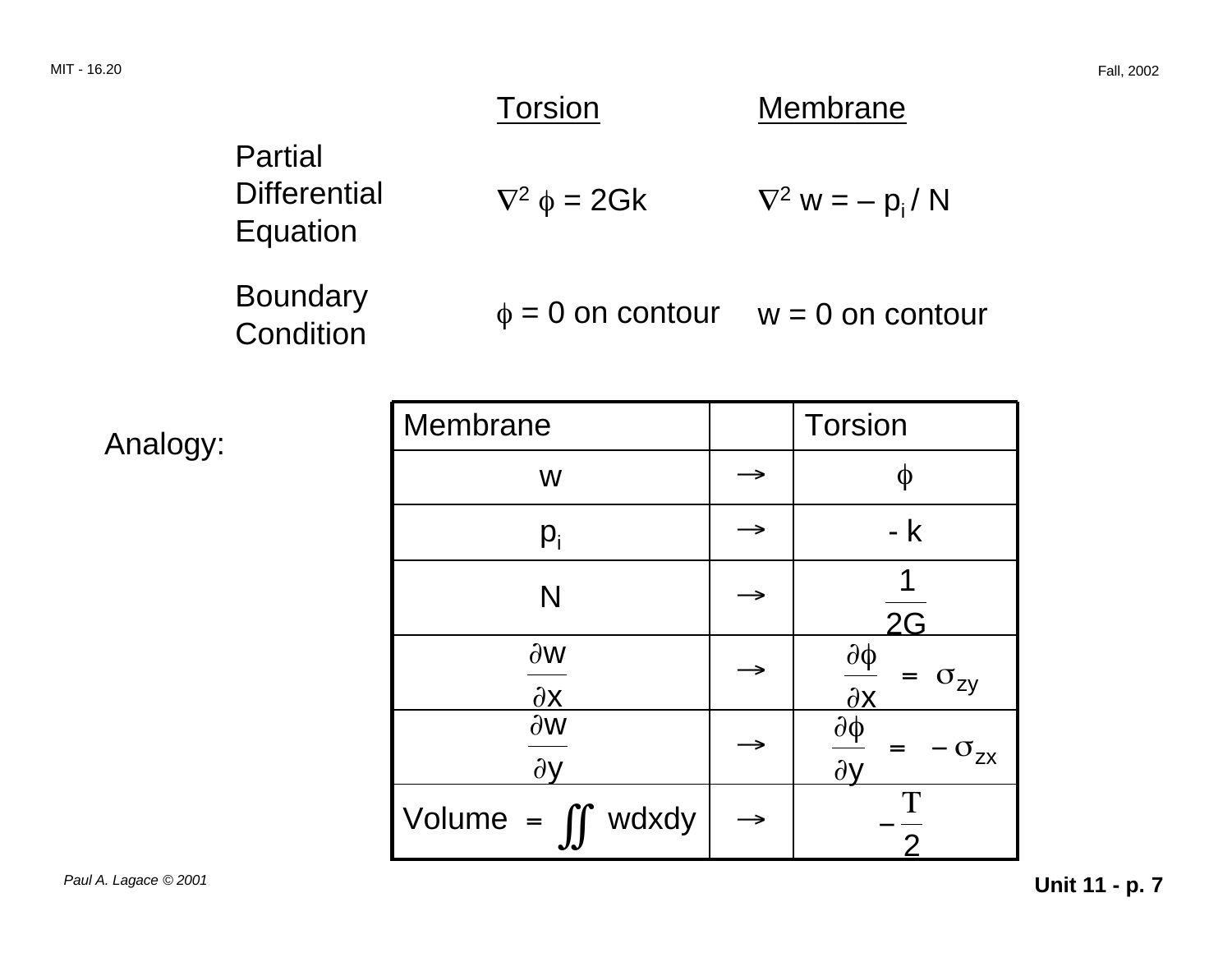| | Torsion | Membrane |
|---|---|---|
| Partial Differential Equation | $\nabla^2 \phi = 2Gk$ | $\nabla^2 w = - p_i / N$ |
| Boundary Condition | $\phi = 0$ on contour | $w = 0$ on contour |

Analogy:

| Membrane | | Torsion |
|---|---|---|
| $w$ | $\rightarrow$ | $\phi$ |
| $p_i$ | $\rightarrow$ | $- k$ |
| $N$ | $\rightarrow$ | $\frac{1}{2G}$ |
| $\frac{\partial w}{\partial x}$ | $\rightarrow$ | $\frac{\partial \phi}{\partial x} = \sigma_{zy}$ |
| $\frac{\partial w}{\partial y}$ | $\rightarrow$ | $\frac{\partial \phi}{\partial y} = - \sigma_{zx}$ |
| Volume $= \iint w dx dy$ | $\rightarrow$ | $- \frac{T}{2}$ |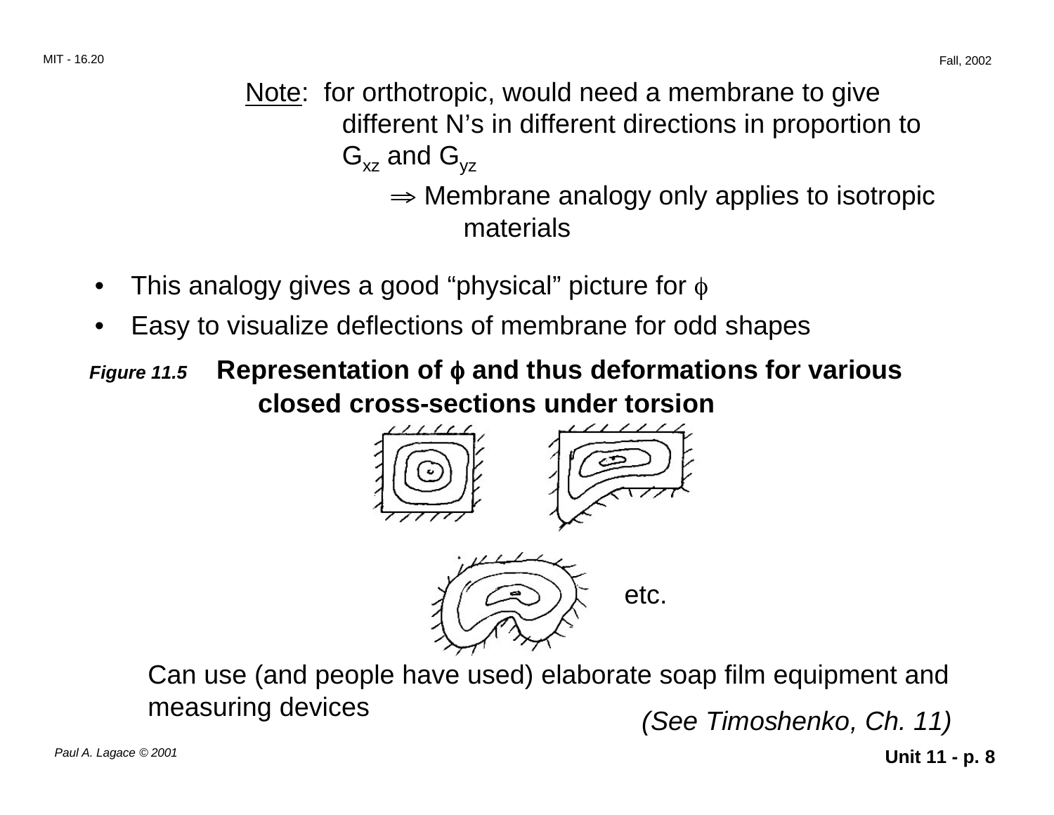Note: for orthotropic, would need a membrane to give different N's in different directions in proportion to $G_{xz}$ and $G_{yz}$

$\Rightarrow$ Membrane analogy only applies to isotropic materials

- This analogy gives a good "physical" picture for $\phi$
- Easy to visualize deflections of membrane for odd shapes

***Figure 11.5*** **Representation of $\phi$ and thus deformations for various closed cross-sections under torsion**

etc.

Can use (and people have used) elaborate soap film equipment and measuring devices

*(See Timoshenko, Ch. 11)*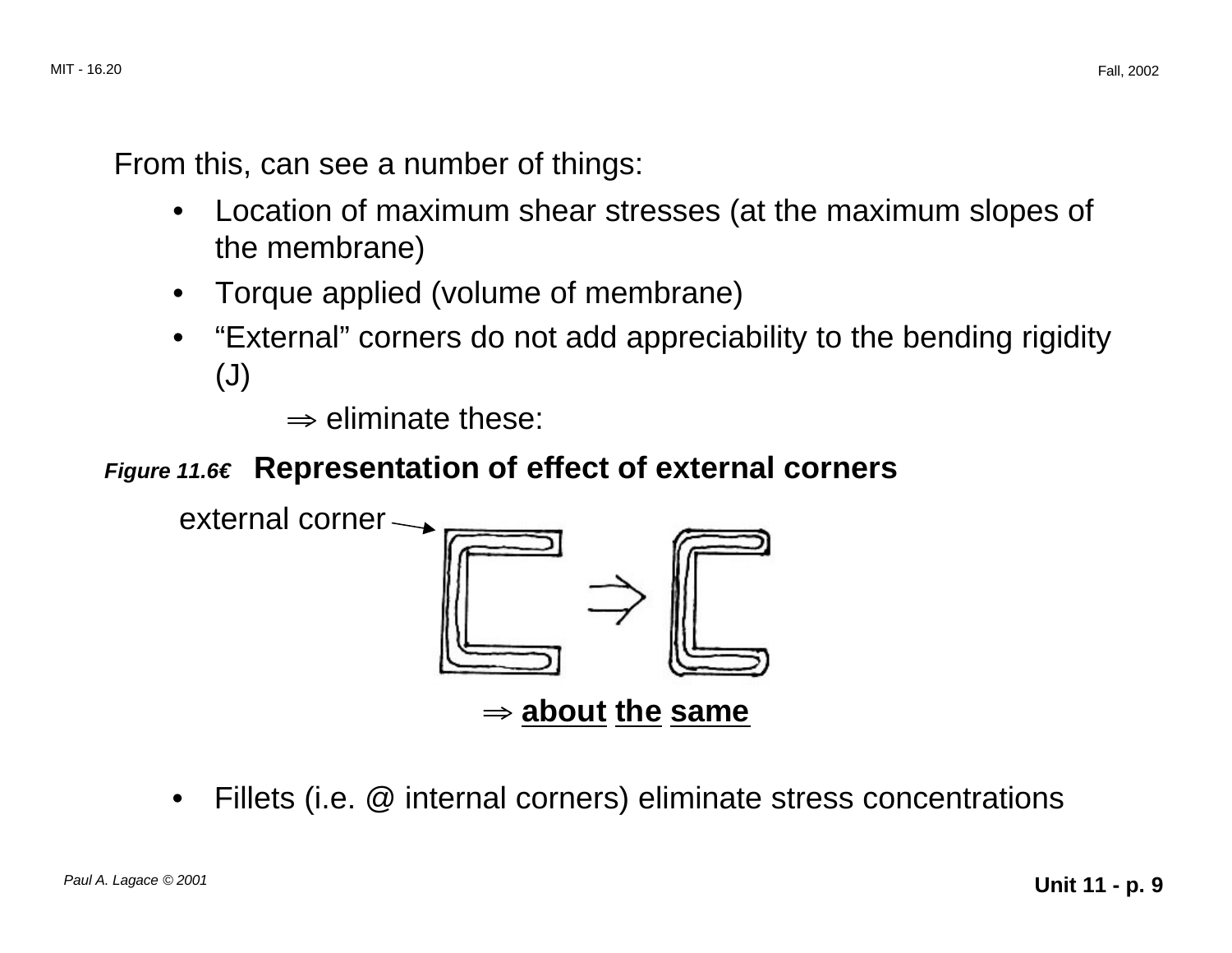From this, can see a number of things:

- Location of maximum shear stresses (at the maximum slopes of the membrane)
- Torque applied (volume of membrane)
- "External" corners do not add appreciability to the bending rigidity (J)

  $\Rightarrow$ eliminate these:

***Figure 11.6*** **Representation of effect of external corners**

external corner

$\Rightarrow$ **about the same**

- Fillets (i.e. @ internal corners) eliminate stress concentrations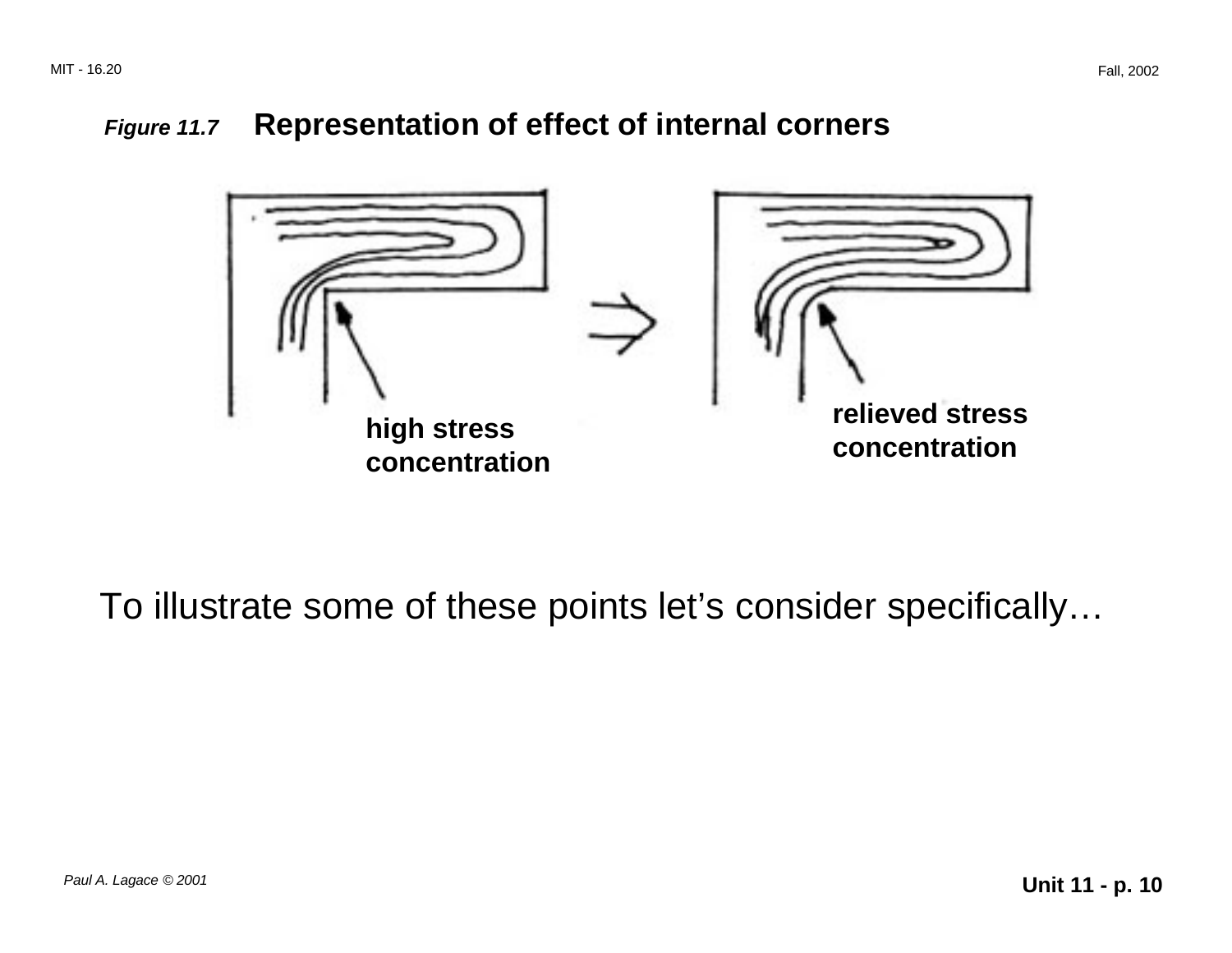***Figure 11.7*** **Representation of effect of internal corners**

**high stress concentration**

**relieved stress concentration**

To illustrate some of these points let’s consider specifically…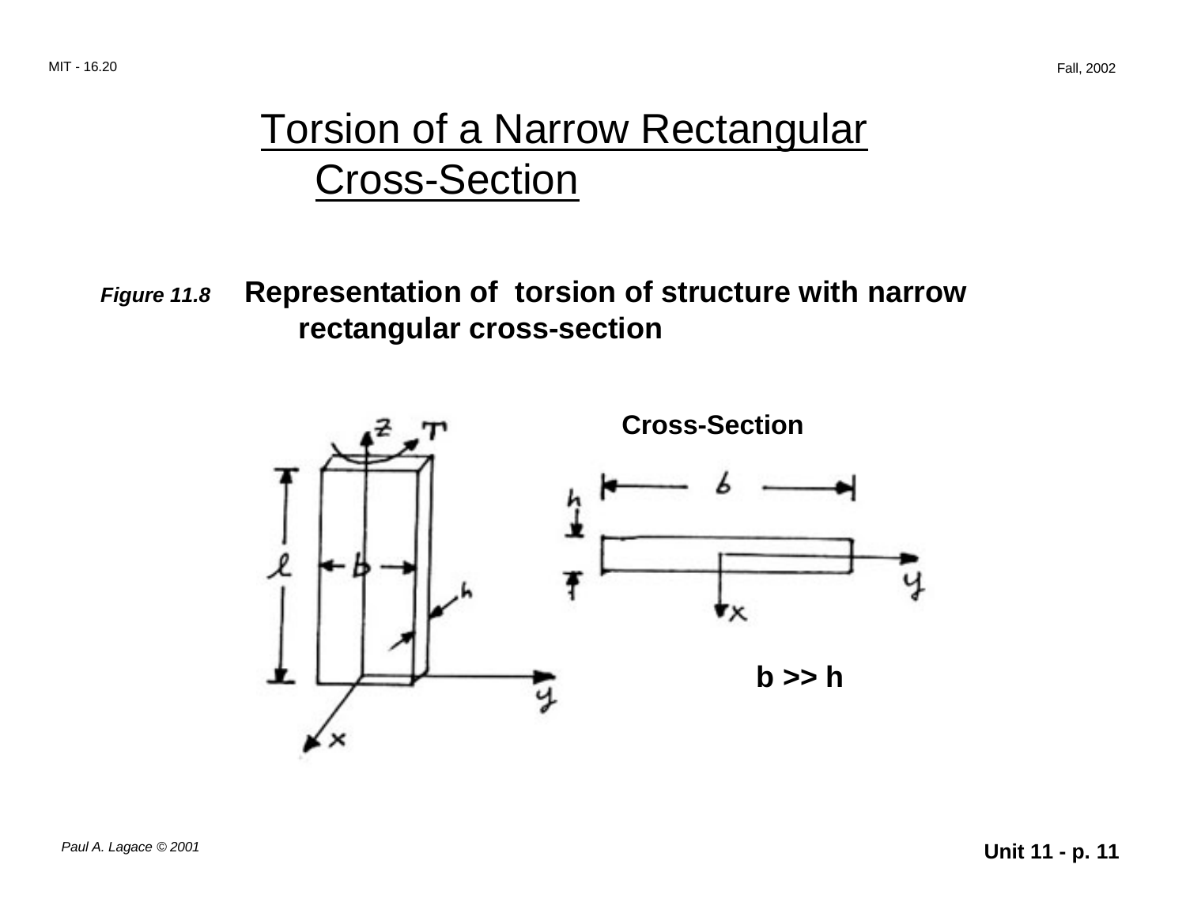# Torsion of a Narrow Rectangular Cross-Section

*Figure 11.8* **Representation of torsion of structure with narrow rectangular cross-section**

**Cross-Section**

**b >> h**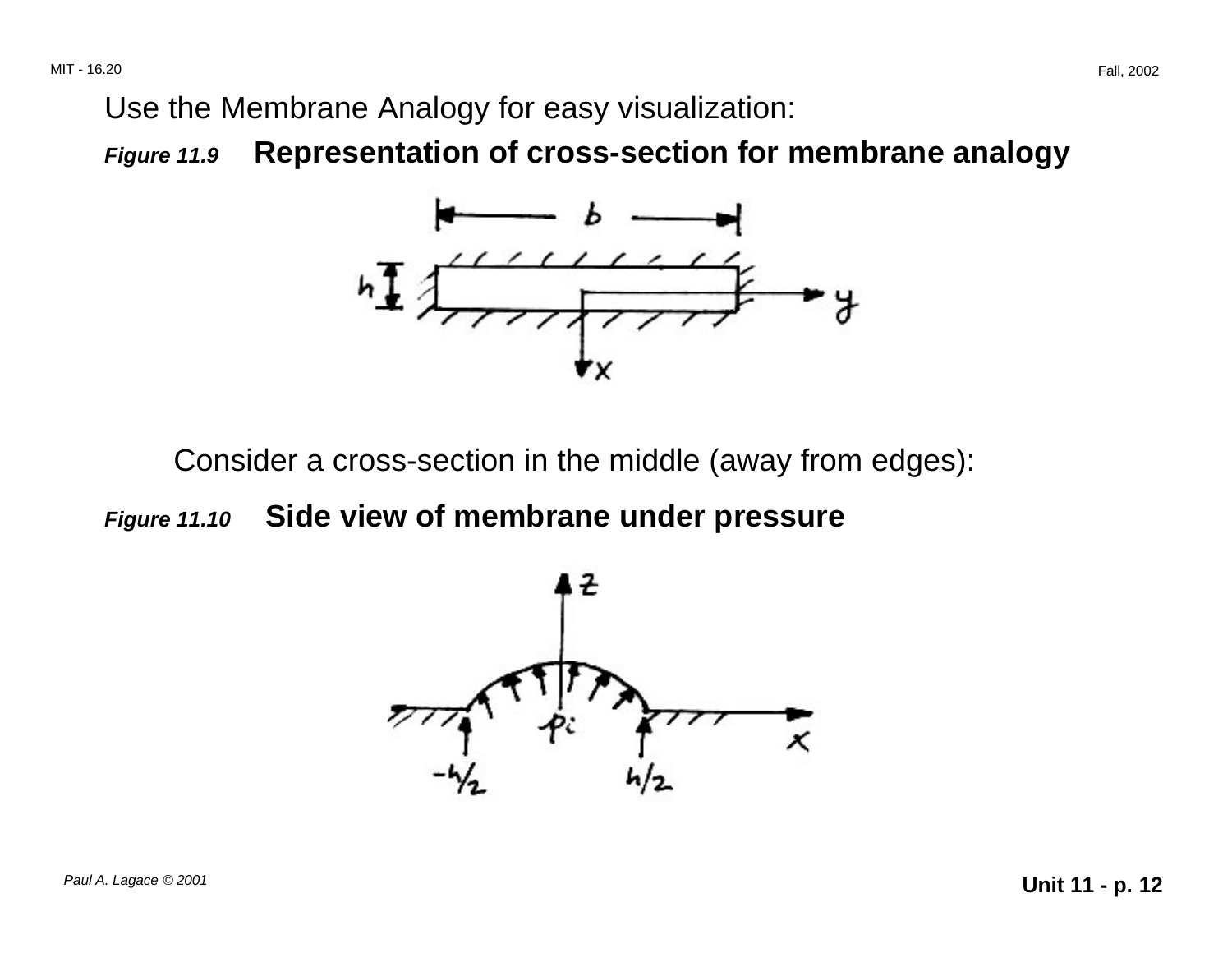Use the Membrane Analogy for easy visualization:

***Figure 11.9*** **Representation of cross-section for membrane analogy**

Consider a cross-section in the middle (away from edges):

***Figure 11.10*** **Side view of membrane under pressure**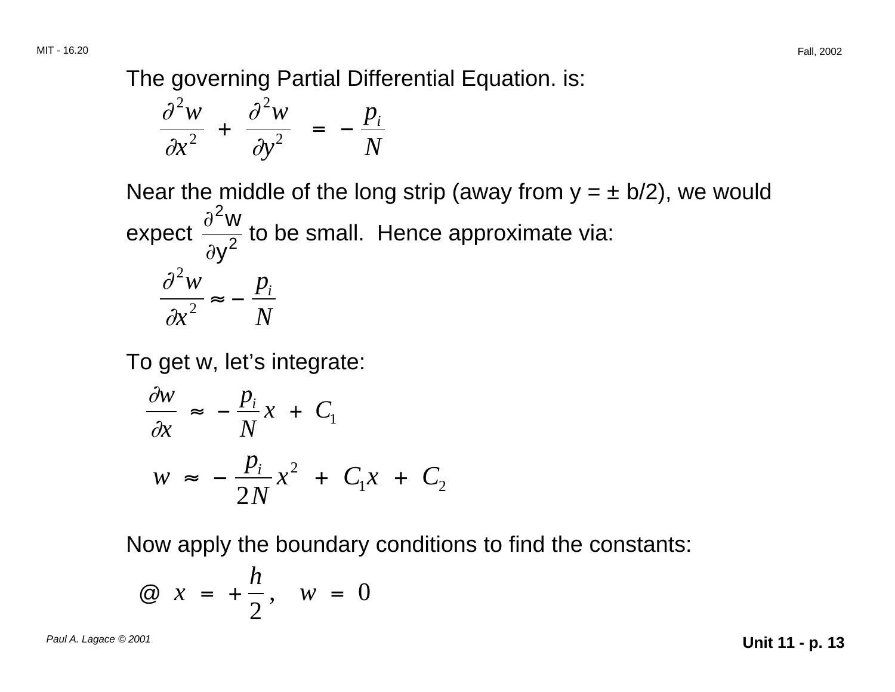The governing Partial Differential Equation. is:

$$\frac{\partial^2 w}{\partial x^2} + \frac{\partial^2 w}{\partial y^2} = -\frac{p_i}{N}$$

Near the middle of the long strip (away from y = ± b/2), we would expect $\frac{\partial^2 w}{\partial y^2}$ to be small. Hence approximate via:

$$\frac{\partial^2 w}{\partial x^2} \approx -\frac{p_i}{N}$$

To get w, let's integrate:

$$\frac{\partial w}{\partial x} \approx -\frac{p_i}{N} x + C_1$$

$$w \approx -\frac{p_i}{2N} x^2 + C_1 x + C_2$$

Now apply the boundary conditions to find the constants:

$$@ \ x = +\frac{h}{2}, \quad w = 0$$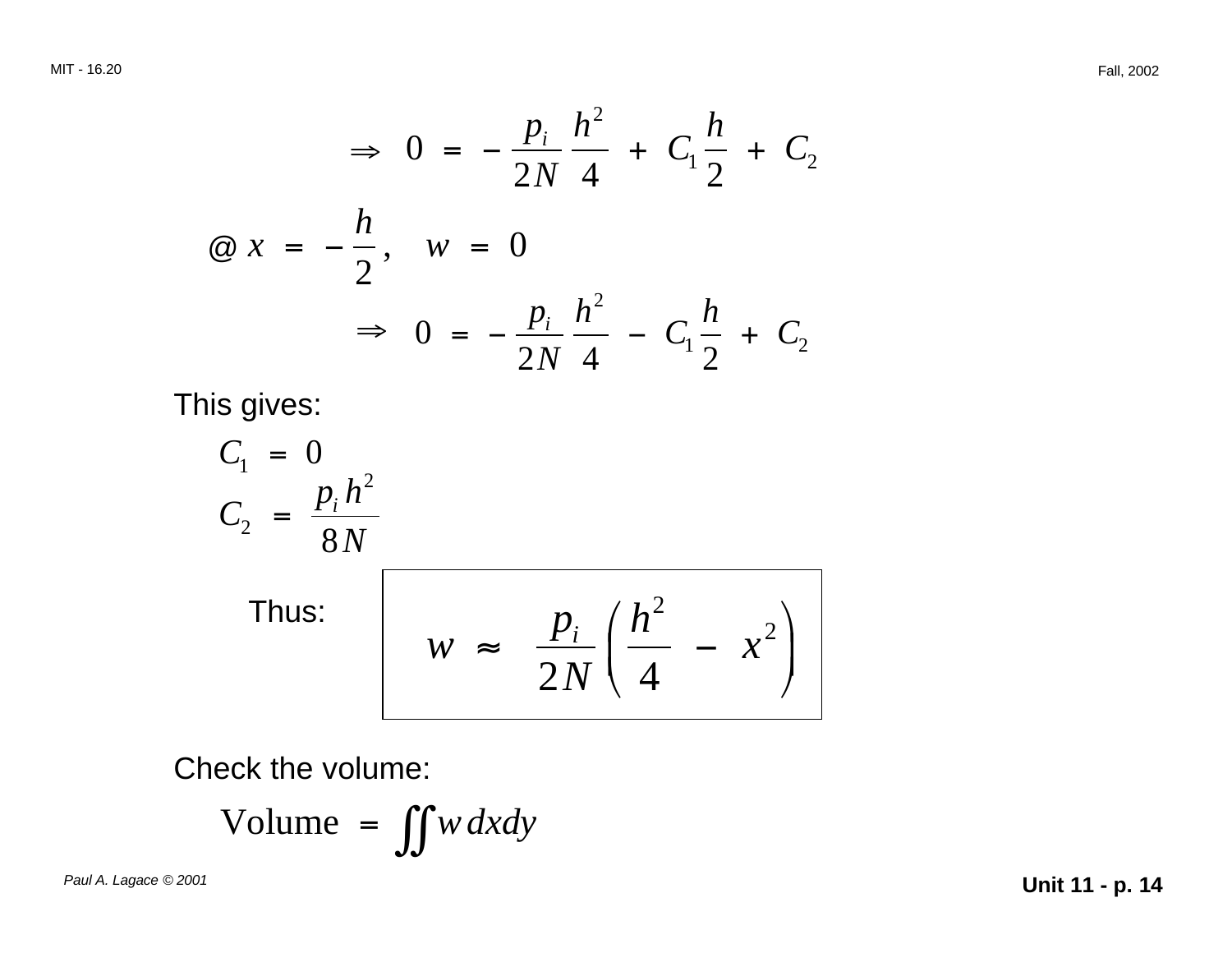$$\Rightarrow \quad 0 = -\frac{p_i}{2N}\frac{h^2}{4} + C_1\frac{h}{2} + C_2$$

$$@\, x = -\frac{h}{2}, \quad w = 0$$

$$\Rightarrow \quad 0 = -\frac{p_i}{2N}\frac{h^2}{4} - C_1\frac{h}{2} + C_2$$

This gives:

$$C_1 = 0$$

$$C_2 = \frac{p_i h^2}{8N}$$

Thus:

$$\boxed{w \approx \frac{p_i}{2N}\left(\frac{h^2}{4} - x^2\right)}$$

Check the volume:

$$\text{Volume} = \iint w\, dx dy$$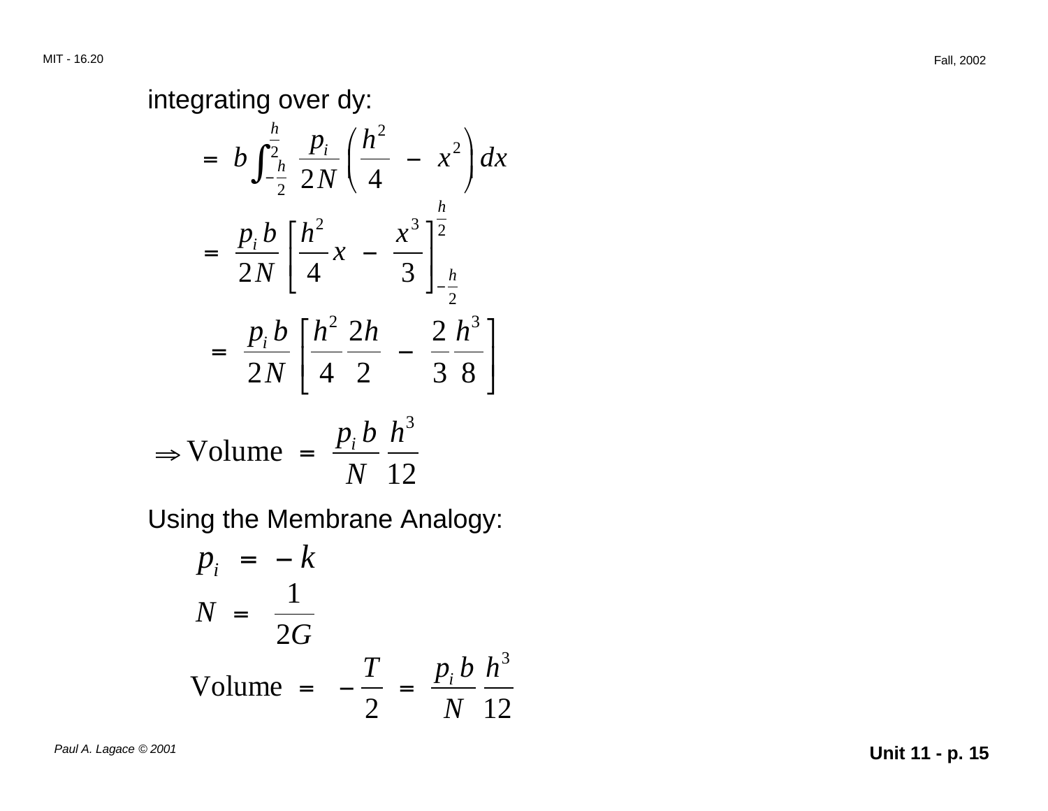integrating over dy:

$$= b \int_{-\frac{h}{2}}^{\frac{h}{2}} \frac{p_i}{2N} \left( \frac{h^2}{4} - x^2 \right) dx$$

$$= \frac{p_i\, b}{2N} \left[ \frac{h^2}{4} x - \frac{x^3}{3} \right]_{-\frac{h}{2}}^{\frac{h}{2}}$$

$$= \frac{p_i\, b}{2N} \left[ \frac{h^2}{4} \frac{2h}{2} - \frac{2}{3} \frac{h^3}{8} \right]$$

$$\Rightarrow \text{Volume} = \frac{p_i\, b}{N} \frac{h^3}{12}$$

Using the Membrane Analogy:

$$p_i = -k$$

$$N = \frac{1}{2G}$$

$$\text{Volume} = -\frac{T}{2} = \frac{p_i\, b}{N} \frac{h^3}{12}$$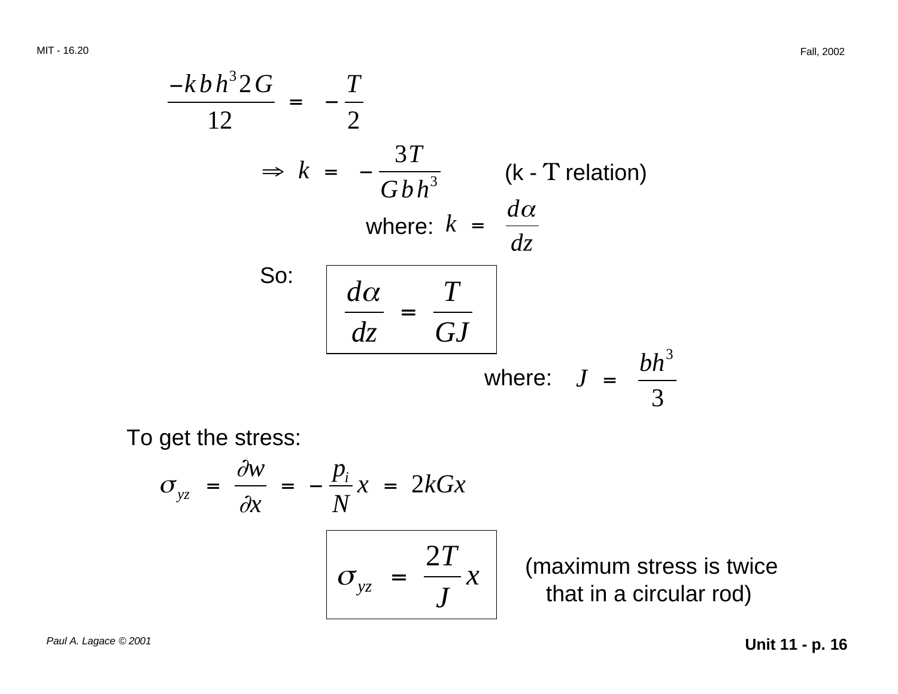$$\frac{-k\,b\,h^3\,2G}{12} = -\frac{T}{2}$$

$$\Rightarrow k = -\frac{3T}{G\,b\,h^3} \qquad \text{(k - T relation)}$$

where: $k = \dfrac{d\alpha}{dz}$

So:

$$\boxed{\frac{d\alpha}{dz} = \frac{T}{GJ}}$$

where: $J = \dfrac{bh^3}{3}$

To get the stress:

$$\sigma_{yz} = \frac{\partial w}{\partial x} = -\frac{p_i}{N}x = 2kGx$$

$$\boxed{\sigma_{yz} = \frac{2T}{J}x}$$

(maximum stress is twice that in a circular rod)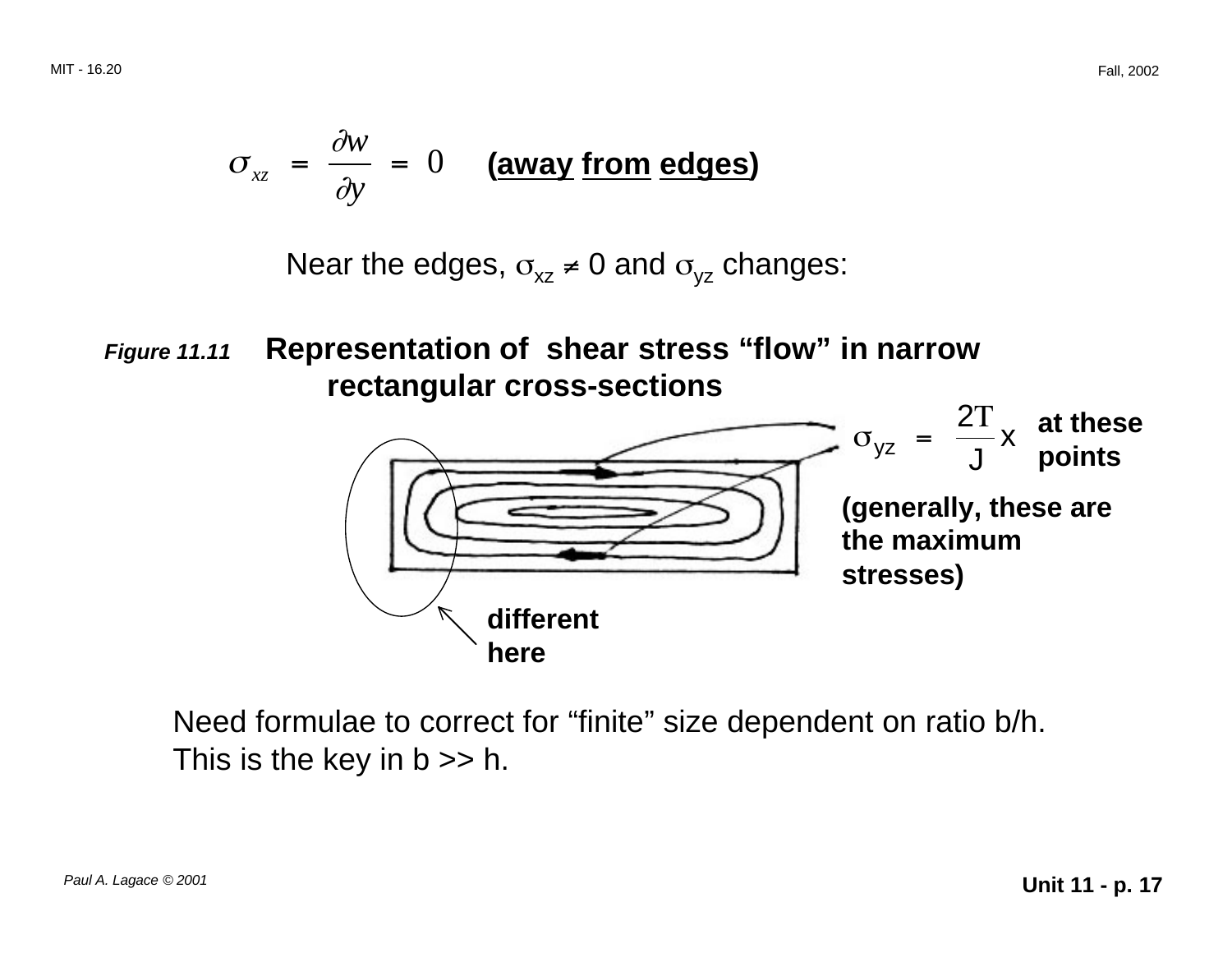$$\sigma_{xz} = \frac{\partial w}{\partial y} = 0 \quad \textbf{(}\underline{\textbf{away}}\ \underline{\textbf{from}}\ \underline{\textbf{edges}}\textbf{)}$$

Near the edges, $\sigma_{xz} \neq 0$ and $\sigma_{yz}$ changes:

***Figure 11.11*** **Representation of shear stress "flow" in narrow rectangular cross-sections**

$\sigma_{yz} = \frac{2T}{J} x$ **at these points**

**(generally, these are the maximum stresses)**

**different here**

Need formulae to correct for "finite" size dependent on ratio b/h. This is the key in b >> h.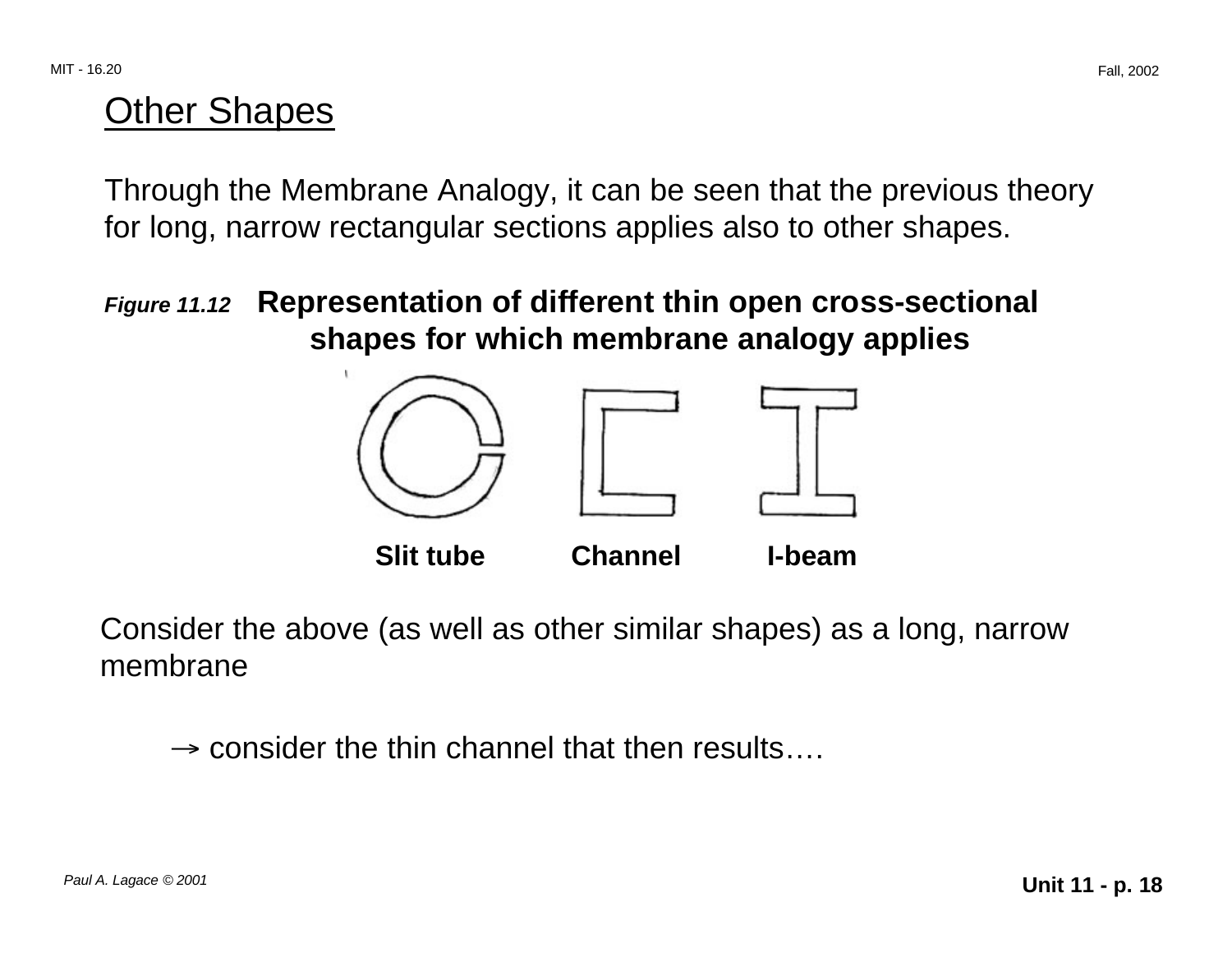## Other Shapes

Through the Membrane Analogy, it can be seen that the previous theory for long, narrow rectangular sections applies also to other shapes.

***Figure 11.12*** **Representation of different thin open cross-sectional shapes for which membrane analogy applies**

**Slit tube** **Channel** **I-beam**

Consider the above (as well as other similar shapes) as a long, narrow membrane

$\rightarrow$ consider the thin channel that then results….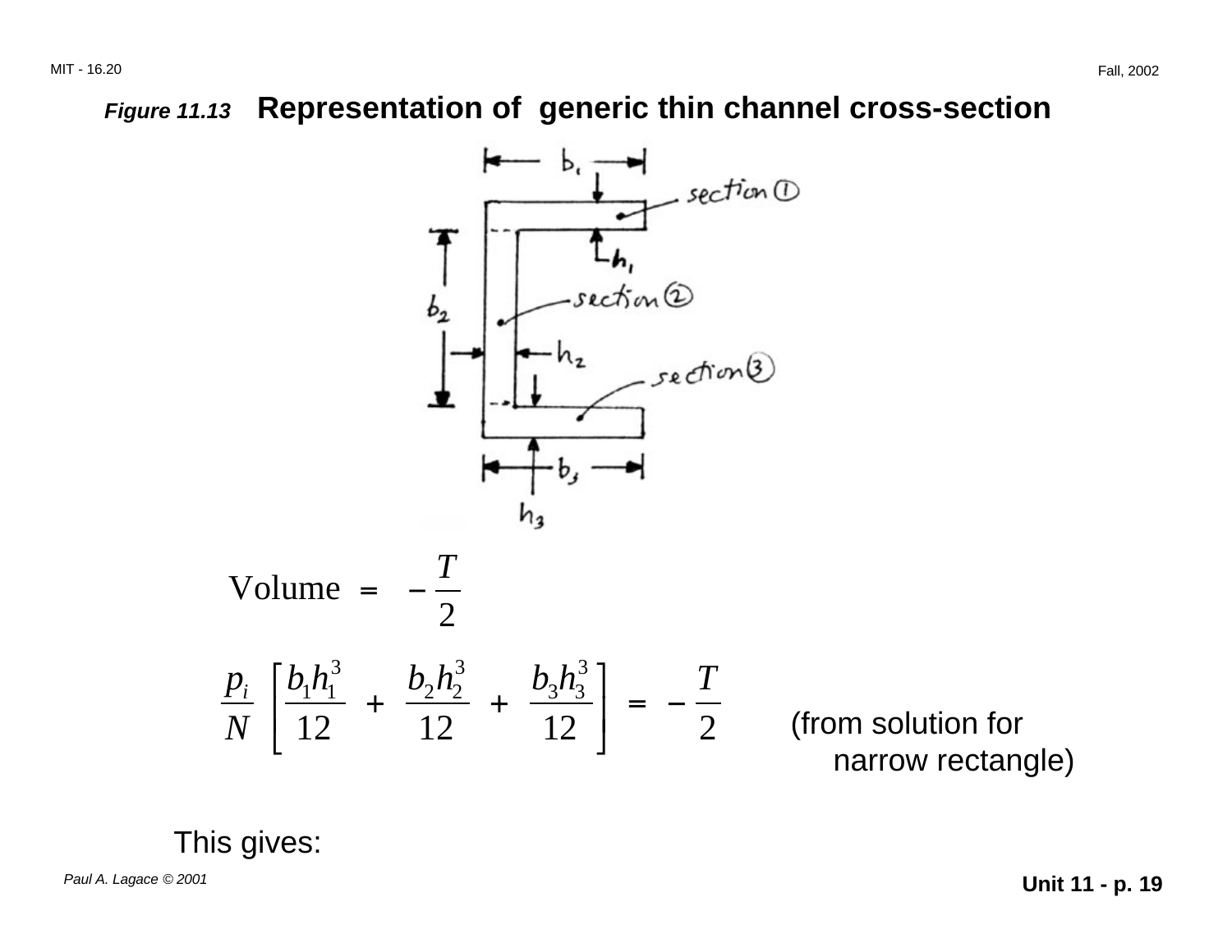***Figure 11.13*** **Representation of generic thin channel cross-section**

$$\text{Volume} = -\frac{T}{2}$$

$$\frac{p_i}{N}\left[\frac{b_1 h_1^3}{12} + \frac{b_2 h_2^3}{12} + \frac{b_3 h_3^3}{12}\right] = -\frac{T}{2}$$

(from solution for narrow rectangle)

This gives: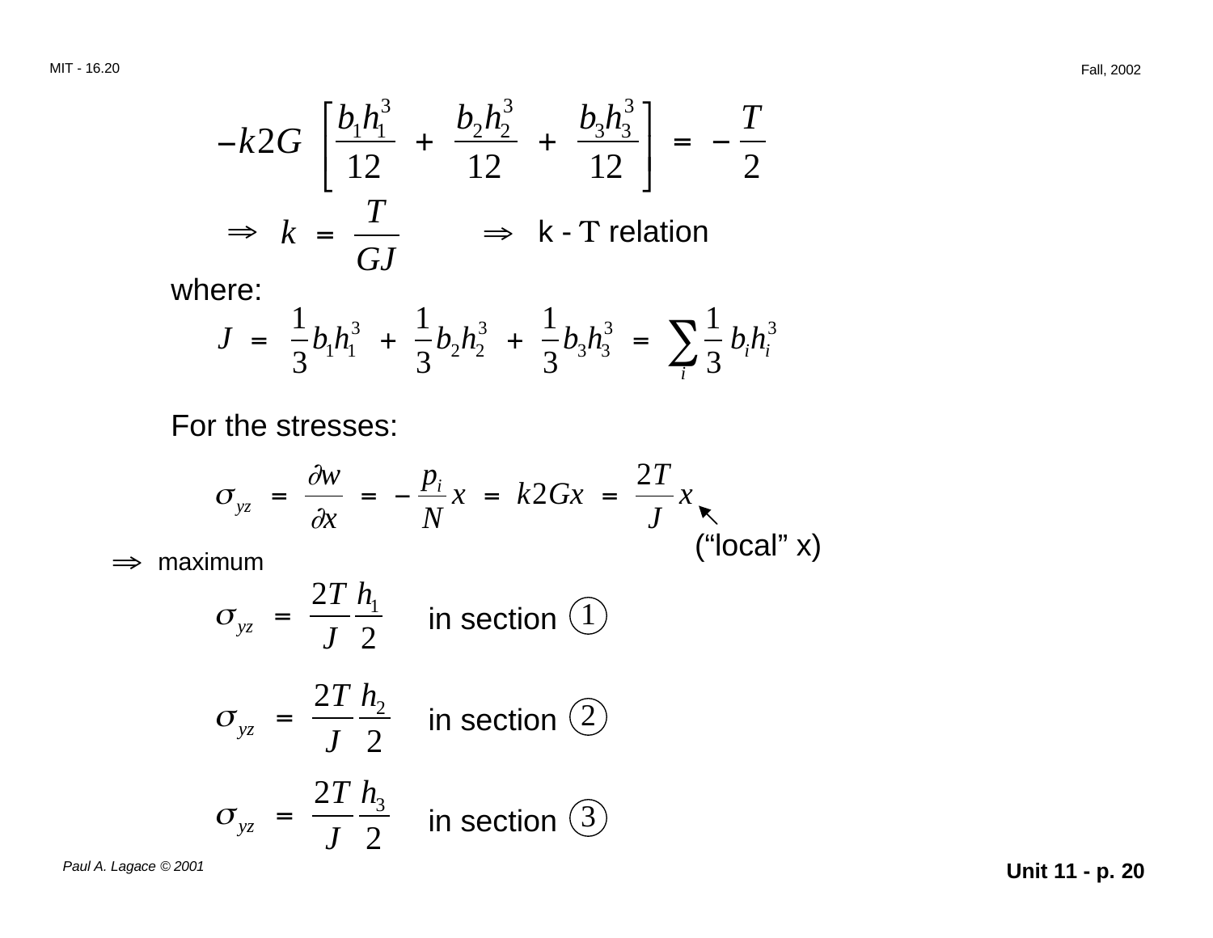$$-k2G\left[\frac{b_1h_1^3}{12} + \frac{b_2h_2^3}{12} + \frac{b_3h_3^3}{12}\right] = -\frac{T}{2}$$

$$\Rightarrow \quad k = \frac{T}{GJ} \qquad \Rightarrow \quad \text{k - T relation}$$

where:

$$J = \frac{1}{3}b_1h_1^3 + \frac{1}{3}b_2h_2^3 + \frac{1}{3}b_3h_3^3 = \sum_i \frac{1}{3}\, b_ih_i^3$$

For the stresses:

$$\sigma_{yz} = \frac{\partial w}{\partial x} = -\frac{p_i}{N}x = k2Gx = \frac{2T}{J}x$$

("local" x)

$\Rightarrow$ maximum

$$\sigma_{yz} = \frac{2T}{J}\frac{h_1}{2} \quad \text{in section } ①$$

$$\sigma_{yz} = \frac{2T}{J}\frac{h_2}{2} \quad \text{in section } ②$$

$$\sigma_{yz} = \frac{2T}{J}\frac{h_3}{2} \quad \text{in section } ③$$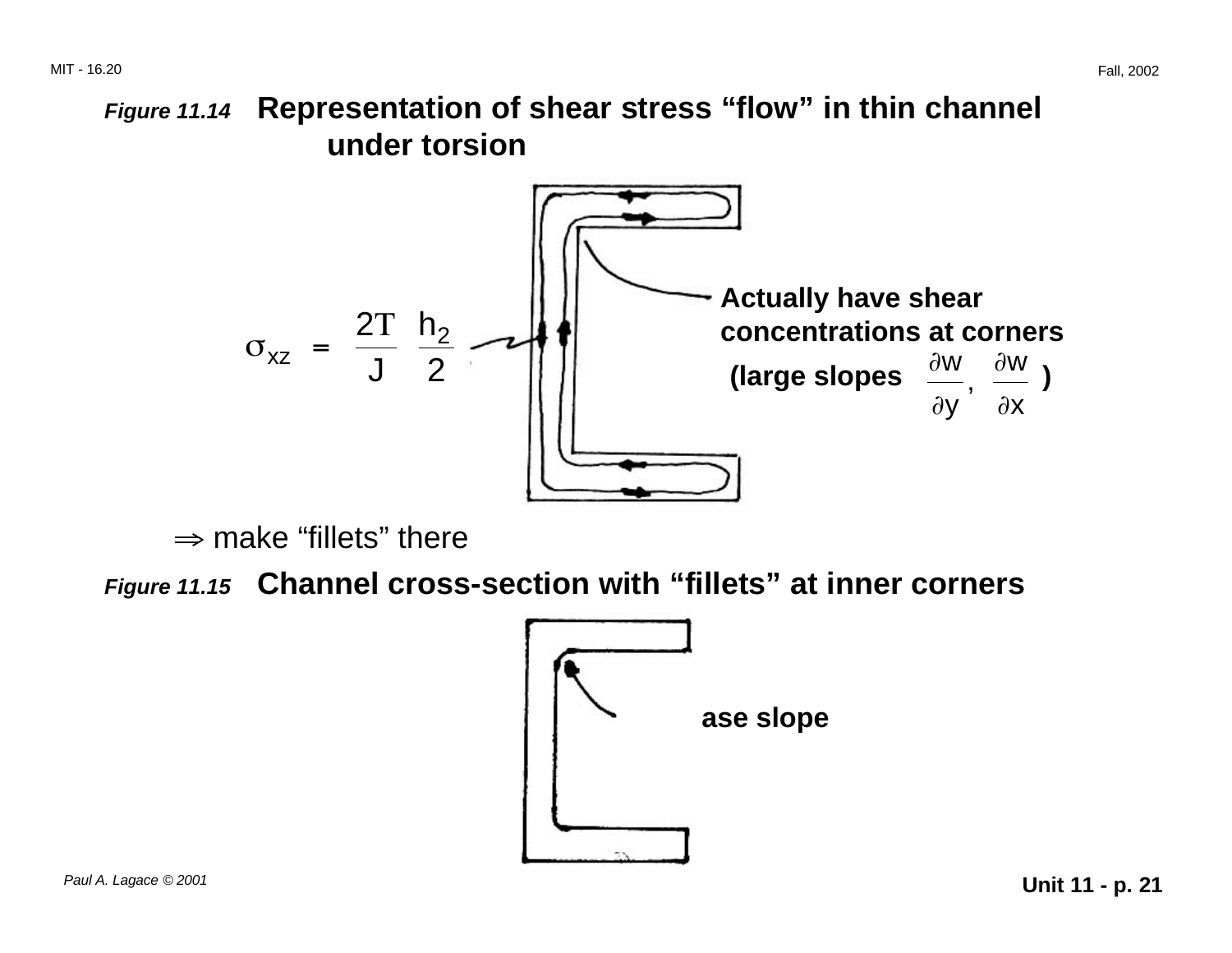*Figure 11.14* **Representation of shear stress "flow" in thin channel under torsion**

$$\sigma_{xz} = \frac{2T}{J}\frac{h_2}{2}$$

**Actually have shear concentrations at corners (large slopes** $\frac{\partial w}{\partial y}, \frac{\partial w}{\partial x}$ **)**

$\Rightarrow$ make "fillets" there

*Figure 11.15* **Channel cross-section with "fillets" at inner corners**

**ase slope**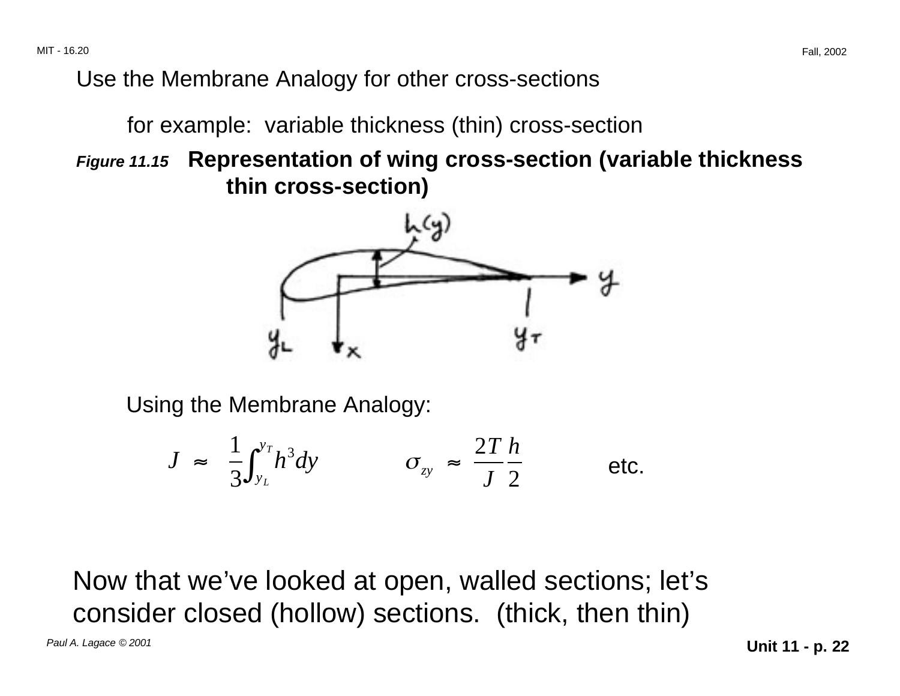Use the Membrane Analogy for other cross-sections

for example: variable thickness (thin) cross-section

***Figure 11.15*** **Representation of wing cross-section (variable thickness thin cross-section)**

h(y)

y

$y_L$

x

$y_T$

Using the Membrane Analogy:

$$J \approx \frac{1}{3}\int_{y_L}^{y_T} h^3 dy \qquad \sigma_{zy} \approx \frac{2T}{J}\frac{h}{2} \qquad \text{etc.}$$

Now that we've looked at open, walled sections; let's consider closed (hollow) sections. (thick, then thin)